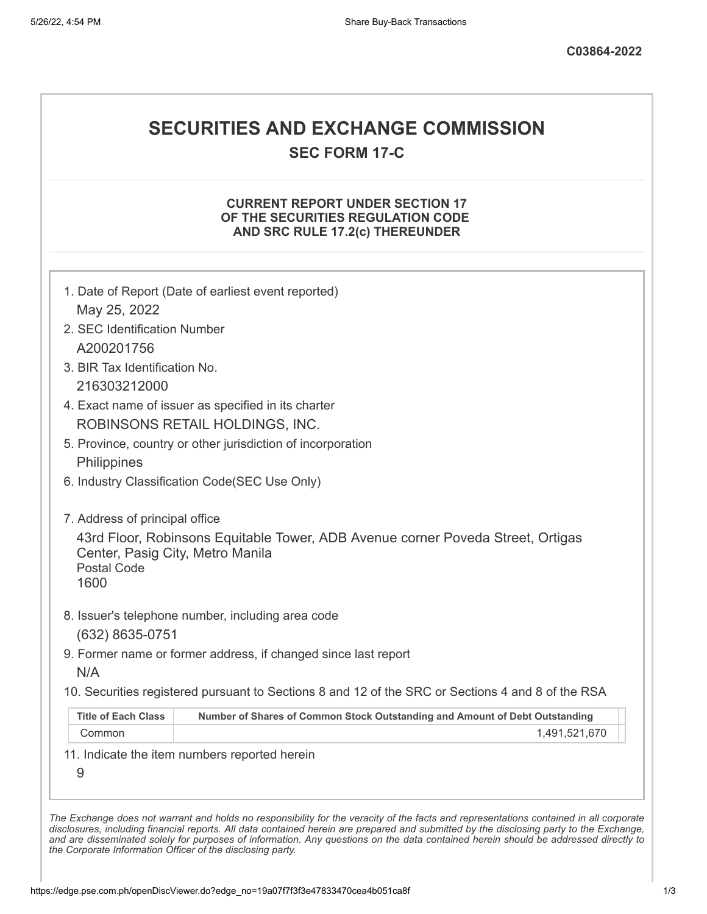C03864-2022

# SECURITIES AND EXCHANGE COMMISSION

## SEC FORM 17-C

### CURRENT REPORT UNDER SECTION 17 OF THE SECURITIES REGULATION CODE AND SRC RULE 17.2(c) THEREUNDER

1. Date of Report (Date of earliest event reported)
   May 25, 2022
2. SEC Identification Number
   A200201756
3. BIR Tax Identification No.
   216303212000
4. Exact name of issuer as specified in its charter
   ROBINSONS RETAIL HOLDINGS, INC.
5. Province, country or other jurisdiction of incorporation
   Philippines
6. Industry Classification Code(SEC Use Only)

7. Address of principal office
   43rd Floor, Robinsons Equitable Tower, ADB Avenue corner Poveda Street, Ortigas Center, Pasig City, Metro Manila
   Postal Code
   1600
8. Issuer's telephone number, including area code
   (632) 8635-0751
9. Former name or former address, if changed since last report
   N/A
10. Securities registered pursuant to Sections 8 and 12 of the SRC or Sections 4 and 8 of the RSA

| Title of Each Class | Number of Shares of Common Stock Outstanding and Amount of Debt Outstanding |
|---|---|
| Common | 1,491,521,670 |

11. Indicate the item numbers reported herein
    9

*The Exchange does not warrant and holds no responsibility for the veracity of the facts and representations contained in all corporate disclosures, including financial reports. All data contained herein are prepared and submitted by the disclosing party to the Exchange, and are disseminated solely for purposes of information. Any questions on the data contained herein should be addressed directly to the Corporate Information Officer of the disclosing party.*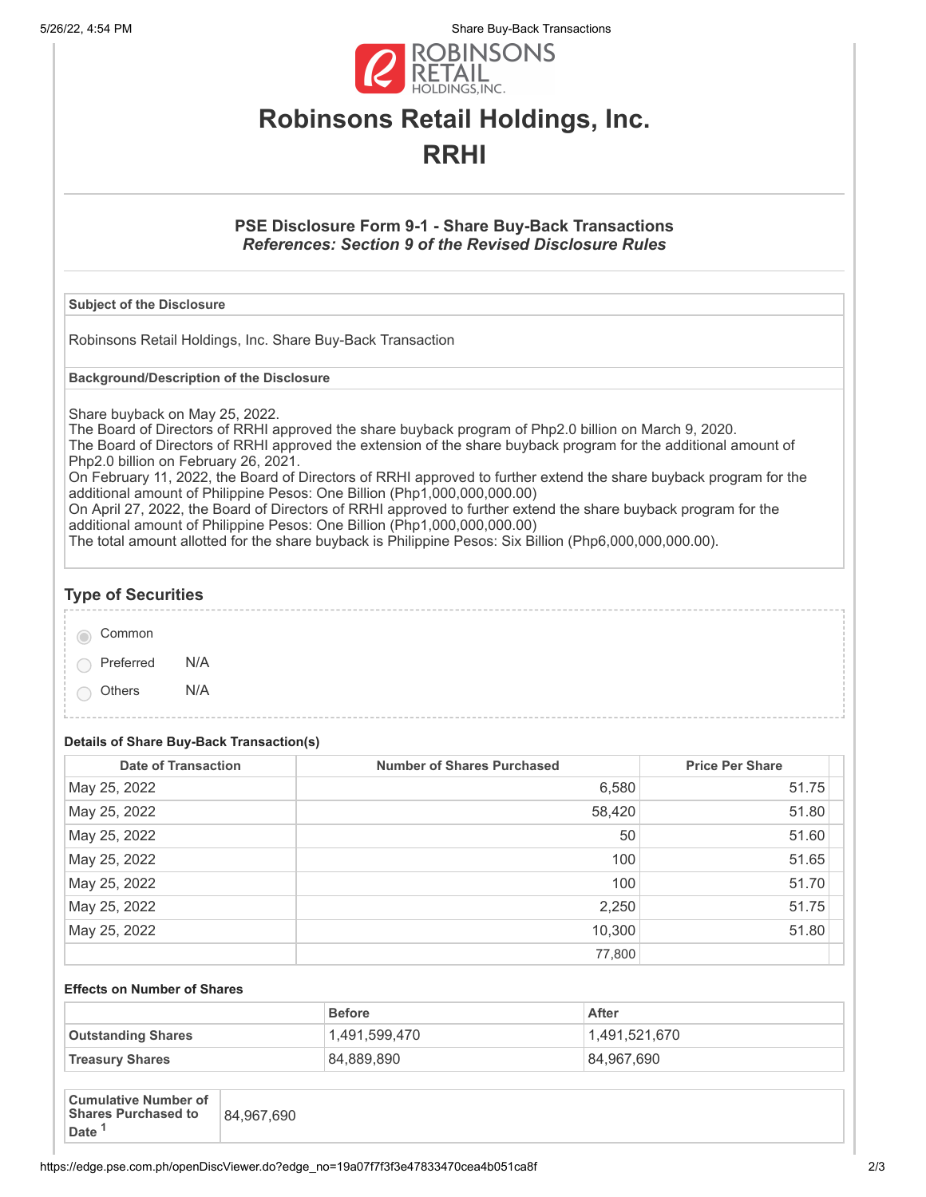# Robinsons Retail Holdings, Inc.

# RRHI

### PSE Disclosure Form 9-1 - Share Buy-Back Transactions

***References: Section 9 of the Revised Disclosure Rules***

| **Subject of the Disclosure** |
|---|
| Robinsons Retail Holdings, Inc. Share Buy-Back Transaction |

| **Background/Description of the Disclosure** |
|---|
| Share buyback on May 25, 2022. The Board of Directors of RRHI approved the share buyback program of Php2.0 billion on March 9, 2020. The Board of Directors of RRHI approved the extension of the share buyback program for the additional amount of Php2.0 billion on February 26, 2021. On February 11, 2022, the Board of Directors of RRHI approved to further extend the share buyback program for the additional amount of Philippine Pesos: One Billion (Php1,000,000,000.00) On April 27, 2022, the Board of Directors of RRHI approved to further extend the share buyback program for the additional amount of Philippine Pesos: One Billion (Php1,000,000,000.00) The total amount allotted for the share buyback is Philippine Pesos: Six Billion (Php6,000,000,000.00). |

## Type of Securities

- (selected) Common
- Preferred N/A
- Others N/A

### Details of Share Buy-Back Transaction(s)

| Date of Transaction | Number of Shares Purchased | Price Per Share |
|---|---|---|
| May 25, 2022 | 6,580 | 51.75 |
| May 25, 2022 | 58,420 | 51.80 |
| May 25, 2022 | 50 | 51.60 |
| May 25, 2022 | 100 | 51.65 |
| May 25, 2022 | 100 | 51.70 |
| May 25, 2022 | 2,250 | 51.75 |
| May 25, 2022 | 10,300 | 51.80 |
| | 77,800 | |

### Effects on Number of Shares

| | Before | After |
|---|---|---|
| **Outstanding Shares** | 1,491,599,470 | 1,491,521,670 |
| **Treasury Shares** | 84,889,890 | 84,967,690 |

| **Cumulative Number of Shares Purchased to Date** [1] | 84,967,690 |
|---|---|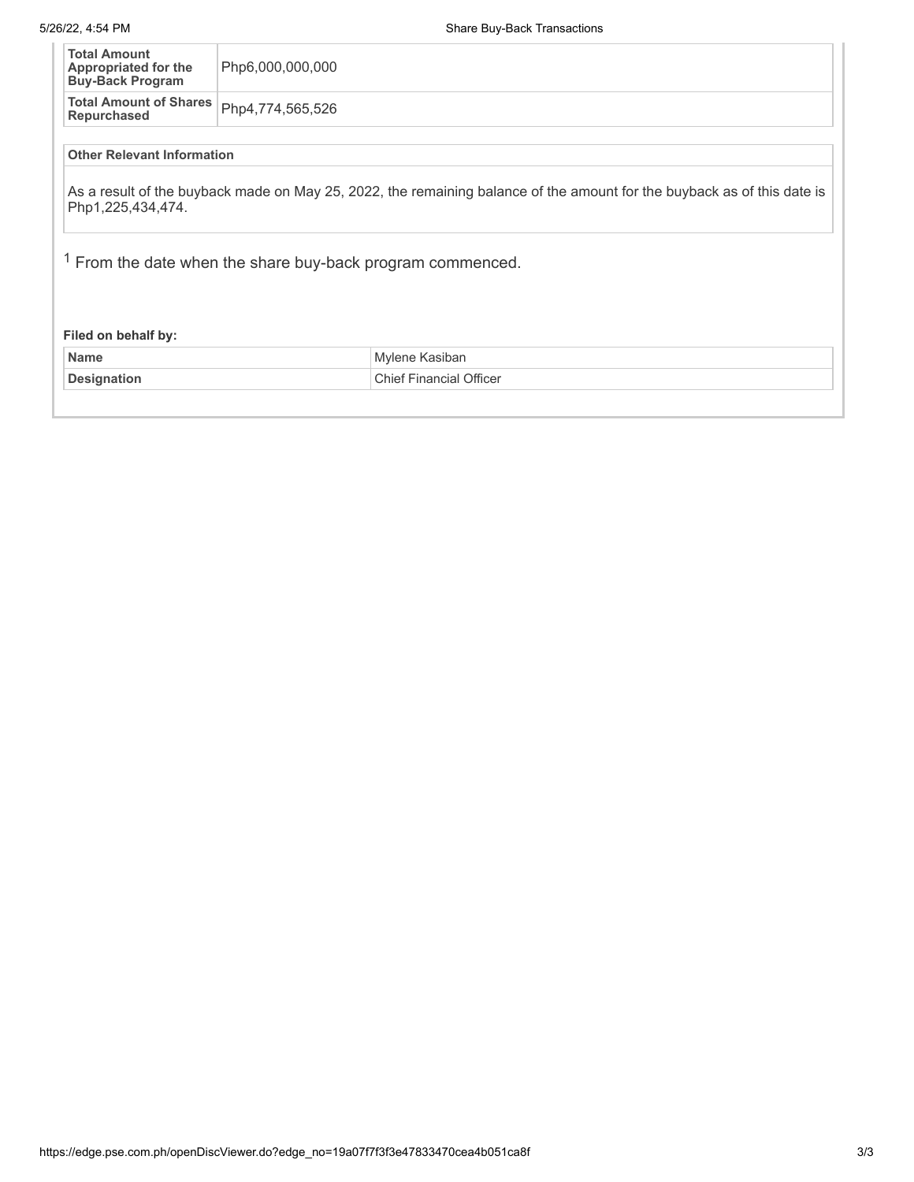| | |
|---|---|
| **Total Amount Appropriated for the Buy-Back Program** | Php6,000,000,000 |
| **Total Amount of Shares Repurchased** | Php4,774,565,526 |

| **Other Relevant Information** |
|---|
| As a result of the buyback made on May 25, 2022, the remaining balance of the amount for the buyback as of this date is Php1,225,434,474. |

[1] From the date when the share buy-back program commenced.

**Filed on behalf by:**

| | |
|---|---|
| **Name** | Mylene Kasiban |
| **Designation** | Chief Financial Officer |